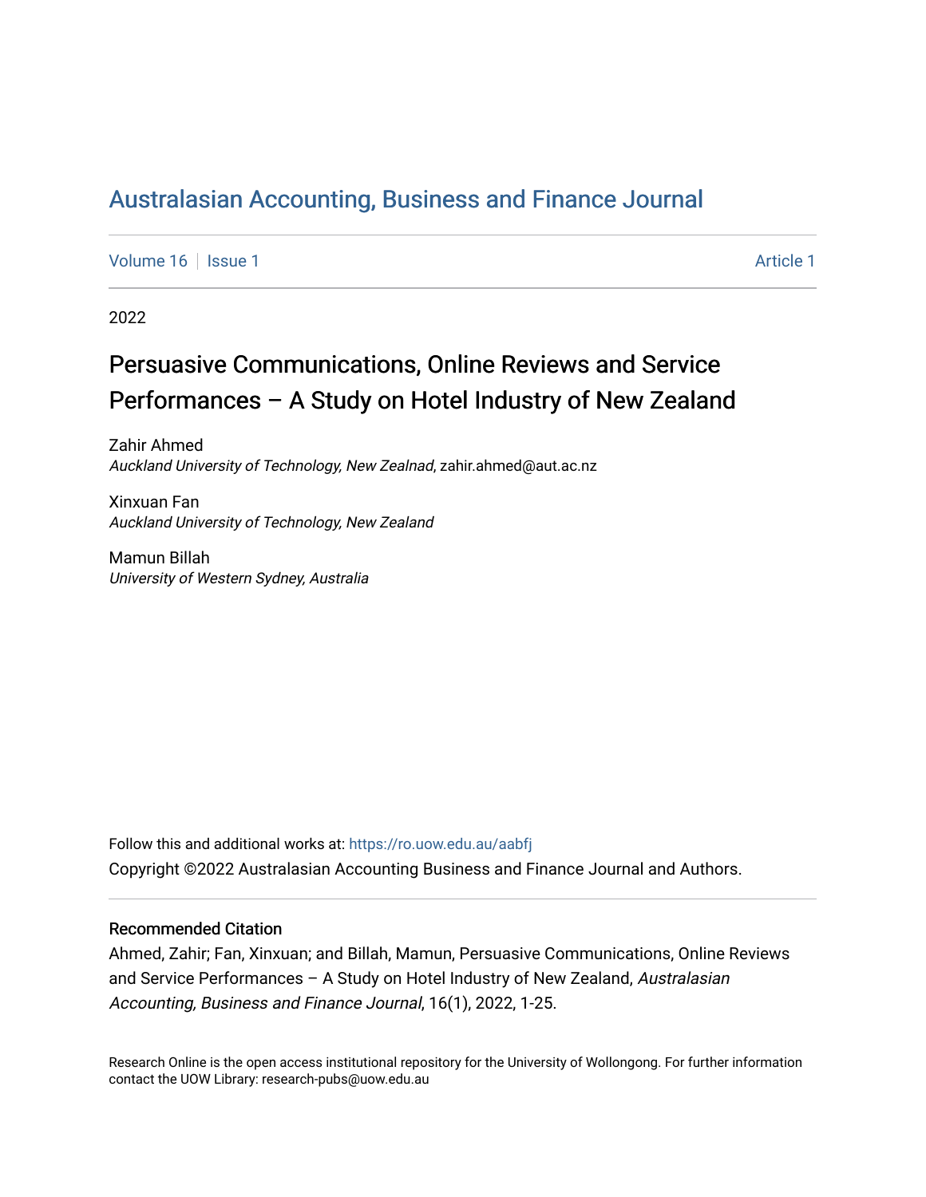# Australasian Accounting, Business and Finance Journal

Volume 16 | Issue 1 | Article 1

2022

## Persuasive Communications, Online Reviews and Service Performances – A Study on Hotel Industry of New Zealand

Zahir Ahmed
*Auckland University of Technology, New Zealnad*, zahir.ahmed@aut.ac.nz

Xinxuan Fan
*Auckland University of Technology, New Zealand*

Mamun Billah
*University of Western Sydney, Australia*

Follow this and additional works at: https://ro.uow.edu.au/aabfj

Copyright ©2022 Australasian Accounting Business and Finance Journal and Authors.

### Recommended Citation

Ahmed, Zahir; Fan, Xinxuan; and Billah, Mamun, Persuasive Communications, Online Reviews and Service Performances – A Study on Hotel Industry of New Zealand, *Australasian Accounting, Business and Finance Journal*, 16(1), 2022, 1-25.

Research Online is the open access institutional repository for the University of Wollongong. For further information contact the UOW Library: research-pubs@uow.edu.au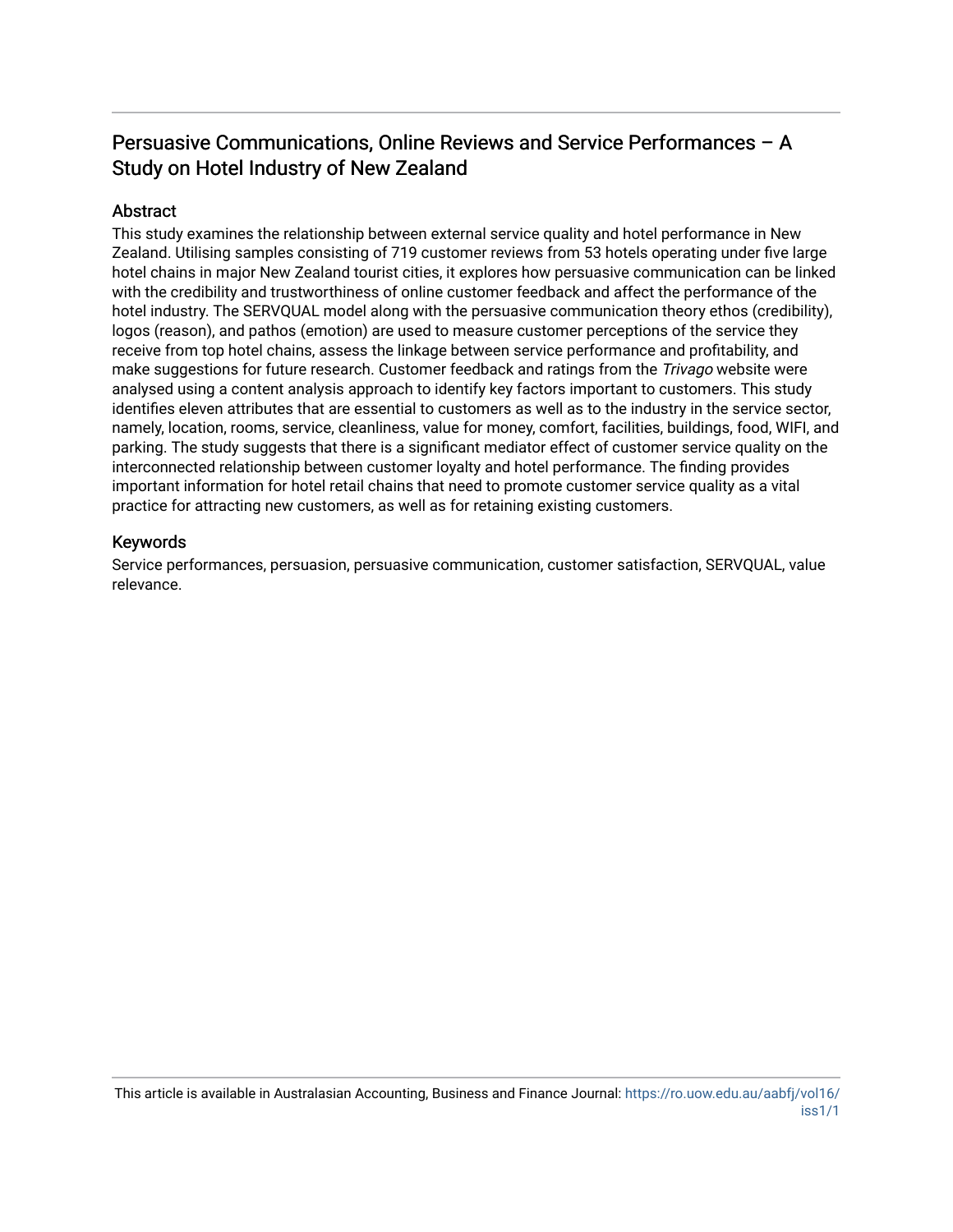# Persuasive Communications, Online Reviews and Service Performances – A Study on Hotel Industry of New Zealand

## Abstract

This study examines the relationship between external service quality and hotel performance in New Zealand. Utilising samples consisting of 719 customer reviews from 53 hotels operating under five large hotel chains in major New Zealand tourist cities, it explores how persuasive communication can be linked with the credibility and trustworthiness of online customer feedback and affect the performance of the hotel industry. The SERVQUAL model along with the persuasive communication theory ethos (credibility), logos (reason), and pathos (emotion) are used to measure customer perceptions of the service they receive from top hotel chains, assess the linkage between service performance and profitability, and make suggestions for future research. Customer feedback and ratings from the *Trivago* website were analysed using a content analysis approach to identify key factors important to customers. This study identifies eleven attributes that are essential to customers as well as to the industry in the service sector, namely, location, rooms, service, cleanliness, value for money, comfort, facilities, buildings, food, WIFI, and parking. The study suggests that there is a significant mediator effect of customer service quality on the interconnected relationship between customer loyalty and hotel performance. The finding provides important information for hotel retail chains that need to promote customer service quality as a vital practice for attracting new customers, as well as for retaining existing customers.

## Keywords

Service performances, persuasion, persuasive communication, customer satisfaction, SERVQUAL, value relevance.

This article is available in Australasian Accounting, Business and Finance Journal: https://ro.uow.edu.au/aabfj/vol16/iss1/1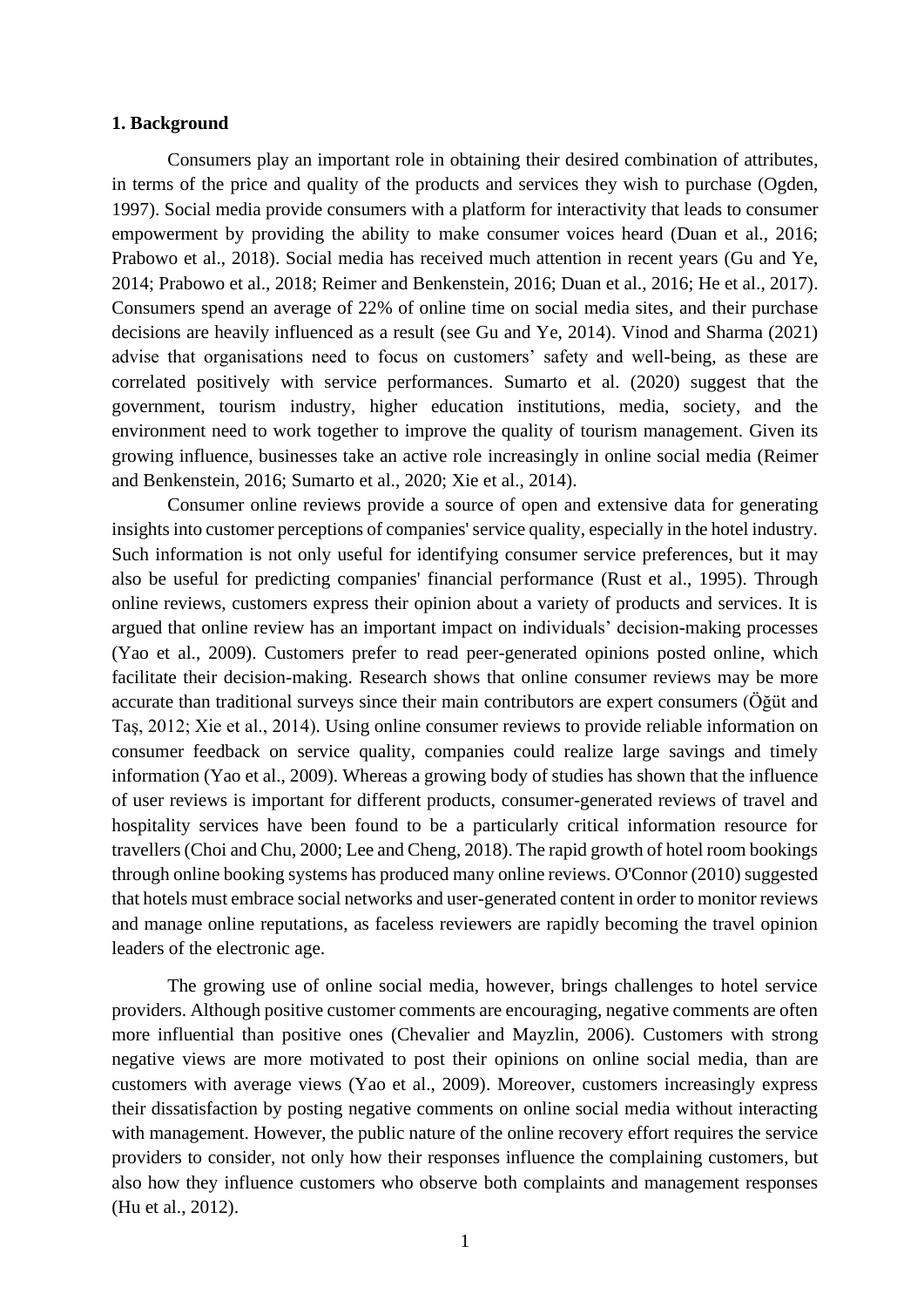**1. Background**

Consumers play an important role in obtaining their desired combination of attributes, in terms of the price and quality of the products and services they wish to purchase (Ogden, 1997). Social media provide consumers with a platform for interactivity that leads to consumer empowerment by providing the ability to make consumer voices heard (Duan et al., 2016; Prabowo et al., 2018). Social media has received much attention in recent years (Gu and Ye, 2014; Prabowo et al., 2018; Reimer and Benkenstein, 2016; Duan et al., 2016; He et al., 2017). Consumers spend an average of 22% of online time on social media sites, and their purchase decisions are heavily influenced as a result (see Gu and Ye, 2014). Vinod and Sharma (2021) advise that organisations need to focus on customers' safety and well-being, as these are correlated positively with service performances. Sumarto et al. (2020) suggest that the government, tourism industry, higher education institutions, media, society, and the environment need to work together to improve the quality of tourism management. Given its growing influence, businesses take an active role increasingly in online social media (Reimer and Benkenstein, 2016; Sumarto et al., 2020; Xie et al., 2014).

Consumer online reviews provide a source of open and extensive data for generating insights into customer perceptions of companies' service quality, especially in the hotel industry. Such information is not only useful for identifying consumer service preferences, but it may also be useful for predicting companies' financial performance (Rust et al., 1995). Through online reviews, customers express their opinion about a variety of products and services. It is argued that online review has an important impact on individuals' decision-making processes (Yao et al., 2009). Customers prefer to read peer-generated opinions posted online, which facilitate their decision-making. Research shows that online consumer reviews may be more accurate than traditional surveys since their main contributors are expert consumers (Öğüt and Taş, 2012; Xie et al., 2014). Using online consumer reviews to provide reliable information on consumer feedback on service quality, companies could realize large savings and timely information (Yao et al., 2009). Whereas a growing body of studies has shown that the influence of user reviews is important for different products, consumer-generated reviews of travel and hospitality services have been found to be a particularly critical information resource for travellers (Choi and Chu, 2000; Lee and Cheng, 2018). The rapid growth of hotel room bookings through online booking systems has produced many online reviews. O'Connor (2010) suggested that hotels must embrace social networks and user-generated content in order to monitor reviews and manage online reputations, as faceless reviewers are rapidly becoming the travel opinion leaders of the electronic age.

The growing use of online social media, however, brings challenges to hotel service providers. Although positive customer comments are encouraging, negative comments are often more influential than positive ones (Chevalier and Mayzlin, 2006). Customers with strong negative views are more motivated to post their opinions on online social media, than are customers with average views (Yao et al., 2009). Moreover, customers increasingly express their dissatisfaction by posting negative comments on online social media without interacting with management. However, the public nature of the online recovery effort requires the service providers to consider, not only how their responses influence the complaining customers, but also how they influence customers who observe both complaints and management responses (Hu et al., 2012).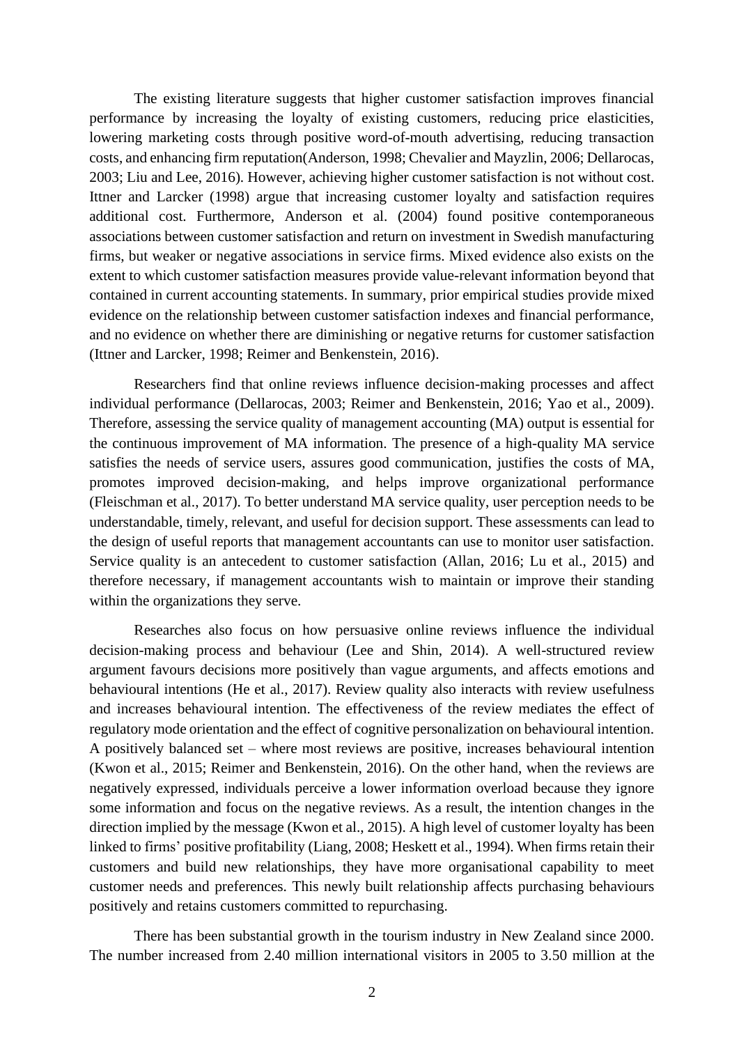The existing literature suggests that higher customer satisfaction improves financial performance by increasing the loyalty of existing customers, reducing price elasticities, lowering marketing costs through positive word-of-mouth advertising, reducing transaction costs, and enhancing firm reputation(Anderson, 1998; Chevalier and Mayzlin, 2006; Dellarocas, 2003; Liu and Lee, 2016). However, achieving higher customer satisfaction is not without cost. Ittner and Larcker (1998) argue that increasing customer loyalty and satisfaction requires additional cost. Furthermore, Anderson et al. (2004) found positive contemporaneous associations between customer satisfaction and return on investment in Swedish manufacturing firms, but weaker or negative associations in service firms. Mixed evidence also exists on the extent to which customer satisfaction measures provide value-relevant information beyond that contained in current accounting statements. In summary, prior empirical studies provide mixed evidence on the relationship between customer satisfaction indexes and financial performance, and no evidence on whether there are diminishing or negative returns for customer satisfaction (Ittner and Larcker, 1998; Reimer and Benkenstein, 2016).

Researchers find that online reviews influence decision-making processes and affect individual performance (Dellarocas, 2003; Reimer and Benkenstein, 2016; Yao et al., 2009). Therefore, assessing the service quality of management accounting (MA) output is essential for the continuous improvement of MA information. The presence of a high-quality MA service satisfies the needs of service users, assures good communication, justifies the costs of MA, promotes improved decision-making, and helps improve organizational performance (Fleischman et al., 2017). To better understand MA service quality, user perception needs to be understandable, timely, relevant, and useful for decision support. These assessments can lead to the design of useful reports that management accountants can use to monitor user satisfaction. Service quality is an antecedent to customer satisfaction (Allan, 2016; Lu et al., 2015) and therefore necessary, if management accountants wish to maintain or improve their standing within the organizations they serve.

Researches also focus on how persuasive online reviews influence the individual decision-making process and behaviour (Lee and Shin, 2014). A well-structured review argument favours decisions more positively than vague arguments, and affects emotions and behavioural intentions (He et al., 2017). Review quality also interacts with review usefulness and increases behavioural intention. The effectiveness of the review mediates the effect of regulatory mode orientation and the effect of cognitive personalization on behavioural intention. A positively balanced set – where most reviews are positive, increases behavioural intention (Kwon et al., 2015; Reimer and Benkenstein, 2016). On the other hand, when the reviews are negatively expressed, individuals perceive a lower information overload because they ignore some information and focus on the negative reviews. As a result, the intention changes in the direction implied by the message (Kwon et al., 2015). A high level of customer loyalty has been linked to firms' positive profitability (Liang, 2008; Heskett et al., 1994). When firms retain their customers and build new relationships, they have more organisational capability to meet customer needs and preferences. This newly built relationship affects purchasing behaviours positively and retains customers committed to repurchasing.

There has been substantial growth in the tourism industry in New Zealand since 2000. The number increased from 2.40 million international visitors in 2005 to 3.50 million at the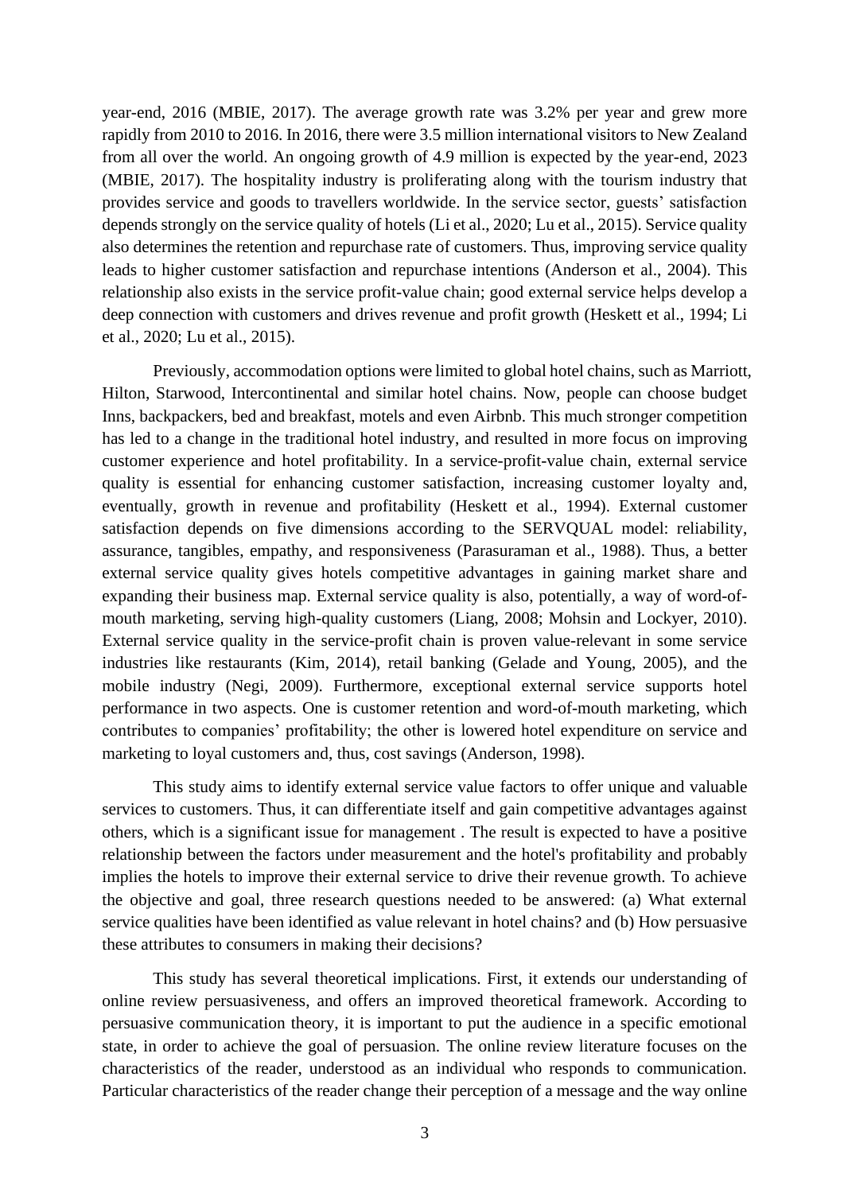year-end, 2016 (MBIE, 2017). The average growth rate was 3.2% per year and grew more rapidly from 2010 to 2016. In 2016, there were 3.5 million international visitors to New Zealand from all over the world. An ongoing growth of 4.9 million is expected by the year-end, 2023 (MBIE, 2017). The hospitality industry is proliferating along with the tourism industry that provides service and goods to travellers worldwide. In the service sector, guests' satisfaction depends strongly on the service quality of hotels (Li et al., 2020; Lu et al., 2015). Service quality also determines the retention and repurchase rate of customers. Thus, improving service quality leads to higher customer satisfaction and repurchase intentions (Anderson et al., 2004). This relationship also exists in the service profit-value chain; good external service helps develop a deep connection with customers and drives revenue and profit growth (Heskett et al., 1994; Li et al., 2020; Lu et al., 2015).

Previously, accommodation options were limited to global hotel chains, such as Marriott, Hilton, Starwood, Intercontinental and similar hotel chains. Now, people can choose budget Inns, backpackers, bed and breakfast, motels and even Airbnb. This much stronger competition has led to a change in the traditional hotel industry, and resulted in more focus on improving customer experience and hotel profitability. In a service-profit-value chain, external service quality is essential for enhancing customer satisfaction, increasing customer loyalty and, eventually, growth in revenue and profitability (Heskett et al., 1994). External customer satisfaction depends on five dimensions according to the SERVQUAL model: reliability, assurance, tangibles, empathy, and responsiveness (Parasuraman et al., 1988). Thus, a better external service quality gives hotels competitive advantages in gaining market share and expanding their business map. External service quality is also, potentially, a way of word-of-mouth marketing, serving high-quality customers (Liang, 2008; Mohsin and Lockyer, 2010). External service quality in the service-profit chain is proven value-relevant in some service industries like restaurants (Kim, 2014), retail banking (Gelade and Young, 2005), and the mobile industry (Negi, 2009). Furthermore, exceptional external service supports hotel performance in two aspects. One is customer retention and word-of-mouth marketing, which contributes to companies' profitability; the other is lowered hotel expenditure on service and marketing to loyal customers and, thus, cost savings (Anderson, 1998).

This study aims to identify external service value factors to offer unique and valuable services to customers. Thus, it can differentiate itself and gain competitive advantages against others, which is a significant issue for management . The result is expected to have a positive relationship between the factors under measurement and the hotel's profitability and probably implies the hotels to improve their external service to drive their revenue growth. To achieve the objective and goal, three research questions needed to be answered: (a) What external service qualities have been identified as value relevant in hotel chains? and (b) How persuasive these attributes to consumers in making their decisions?

This study has several theoretical implications. First, it extends our understanding of online review persuasiveness, and offers an improved theoretical framework. According to persuasive communication theory, it is important to put the audience in a specific emotional state, in order to achieve the goal of persuasion. The online review literature focuses on the characteristics of the reader, understood as an individual who responds to communication. Particular characteristics of the reader change their perception of a message and the way online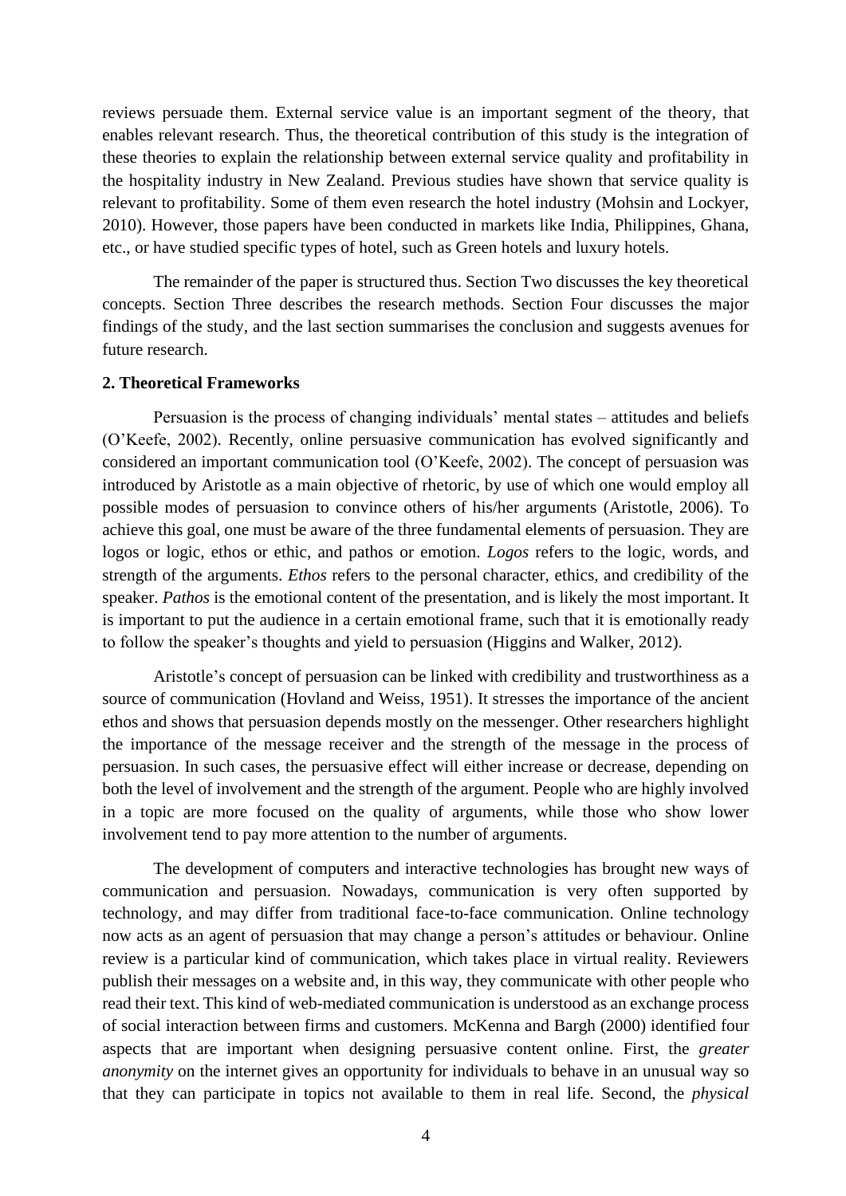reviews persuade them. External service value is an important segment of the theory, that enables relevant research. Thus, the theoretical contribution of this study is the integration of these theories to explain the relationship between external service quality and profitability in the hospitality industry in New Zealand. Previous studies have shown that service quality is relevant to profitability. Some of them even research the hotel industry (Mohsin and Lockyer, 2010). However, those papers have been conducted in markets like India, Philippines, Ghana, etc., or have studied specific types of hotel, such as Green hotels and luxury hotels.

The remainder of the paper is structured thus. Section Two discusses the key theoretical concepts. Section Three describes the research methods. Section Four discusses the major findings of the study, and the last section summarises the conclusion and suggests avenues for future research.

## 2. Theoretical Frameworks

Persuasion is the process of changing individuals' mental states – attitudes and beliefs (O'Keefe, 2002). Recently, online persuasive communication has evolved significantly and considered an important communication tool (O'Keefe, 2002). The concept of persuasion was introduced by Aristotle as a main objective of rhetoric, by use of which one would employ all possible modes of persuasion to convince others of his/her arguments (Aristotle, 2006). To achieve this goal, one must be aware of the three fundamental elements of persuasion. They are logos or logic, ethos or ethic, and pathos or emotion. *Logos* refers to the logic, words, and strength of the arguments. *Ethos* refers to the personal character, ethics, and credibility of the speaker. *Pathos* is the emotional content of the presentation, and is likely the most important. It is important to put the audience in a certain emotional frame, such that it is emotionally ready to follow the speaker's thoughts and yield to persuasion (Higgins and Walker, 2012).

Aristotle's concept of persuasion can be linked with credibility and trustworthiness as a source of communication (Hovland and Weiss, 1951). It stresses the importance of the ancient ethos and shows that persuasion depends mostly on the messenger. Other researchers highlight the importance of the message receiver and the strength of the message in the process of persuasion. In such cases, the persuasive effect will either increase or decrease, depending on both the level of involvement and the strength of the argument. People who are highly involved in a topic are more focused on the quality of arguments, while those who show lower involvement tend to pay more attention to the number of arguments.

The development of computers and interactive technologies has brought new ways of communication and persuasion. Nowadays, communication is very often supported by technology, and may differ from traditional face-to-face communication. Online technology now acts as an agent of persuasion that may change a person's attitudes or behaviour. Online review is a particular kind of communication, which takes place in virtual reality. Reviewers publish their messages on a website and, in this way, they communicate with other people who read their text. This kind of web-mediated communication is understood as an exchange process of social interaction between firms and customers. McKenna and Bargh (2000) identified four aspects that are important when designing persuasive content online. First, the *greater anonymity* on the internet gives an opportunity for individuals to behave in an unusual way so that they can participate in topics not available to them in real life. Second, the *physical*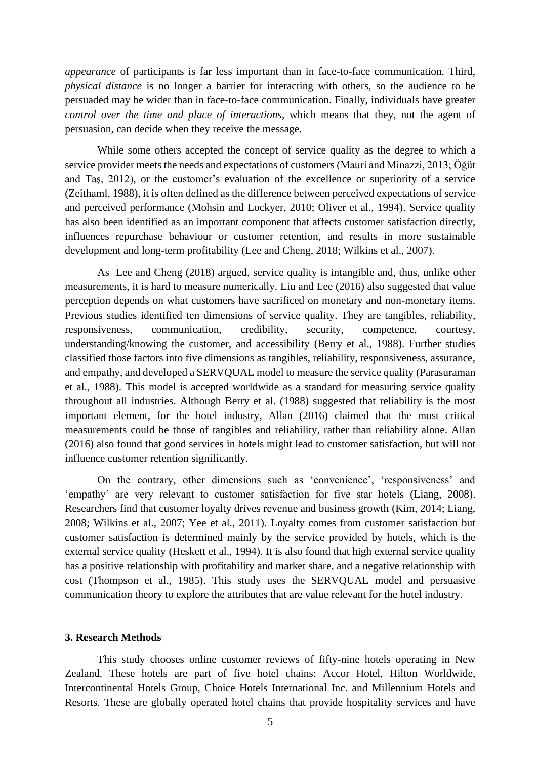*appearance* of participants is far less important than in face-to-face communication. Third, *physical distance* is no longer a barrier for interacting with others, so the audience to be persuaded may be wider than in face-to-face communication. Finally, individuals have greater *control over the time and place of interactions*, which means that they, not the agent of persuasion, can decide when they receive the message.

While some others accepted the concept of service quality as the degree to which a service provider meets the needs and expectations of customers (Mauri and Minazzi, 2013; Öğüt and Taş, 2012), or the customer's evaluation of the excellence or superiority of a service (Zeithaml, 1988), it is often defined as the difference between perceived expectations of service and perceived performance (Mohsin and Lockyer, 2010; Oliver et al., 1994). Service quality has also been identified as an important component that affects customer satisfaction directly, influences repurchase behaviour or customer retention, and results in more sustainable development and long-term profitability (Lee and Cheng, 2018; Wilkins et al., 2007).

As Lee and Cheng (2018) argued, service quality is intangible and, thus, unlike other measurements, it is hard to measure numerically. Liu and Lee (2016) also suggested that value perception depends on what customers have sacrificed on monetary and non-monetary items. Previous studies identified ten dimensions of service quality. They are tangibles, reliability, responsiveness, communication, credibility, security, competence, courtesy, understanding/knowing the customer, and accessibility (Berry et al., 1988). Further studies classified those factors into five dimensions as tangibles, reliability, responsiveness, assurance, and empathy, and developed a SERVQUAL model to measure the service quality (Parasuraman et al., 1988). This model is accepted worldwide as a standard for measuring service quality throughout all industries. Although Berry et al. (1988) suggested that reliability is the most important element, for the hotel industry, Allan (2016) claimed that the most critical measurements could be those of tangibles and reliability, rather than reliability alone. Allan (2016) also found that good services in hotels might lead to customer satisfaction, but will not influence customer retention significantly.

On the contrary, other dimensions such as 'convenience', 'responsiveness' and 'empathy' are very relevant to customer satisfaction for five star hotels (Liang, 2008). Researchers find that customer loyalty drives revenue and business growth (Kim, 2014; Liang, 2008; Wilkins et al., 2007; Yee et al., 2011). Loyalty comes from customer satisfaction but customer satisfaction is determined mainly by the service provided by hotels, which is the external service quality (Heskett et al., 1994). It is also found that high external service quality has a positive relationship with profitability and market share, and a negative relationship with cost (Thompson et al., 1985). This study uses the SERVQUAL model and persuasive communication theory to explore the attributes that are value relevant for the hotel industry.

## 3. Research Methods

This study chooses online customer reviews of fifty-nine hotels operating in New Zealand. These hotels are part of five hotel chains: Accor Hotel, Hilton Worldwide, Intercontinental Hotels Group, Choice Hotels International Inc. and Millennium Hotels and Resorts. These are globally operated hotel chains that provide hospitality services and have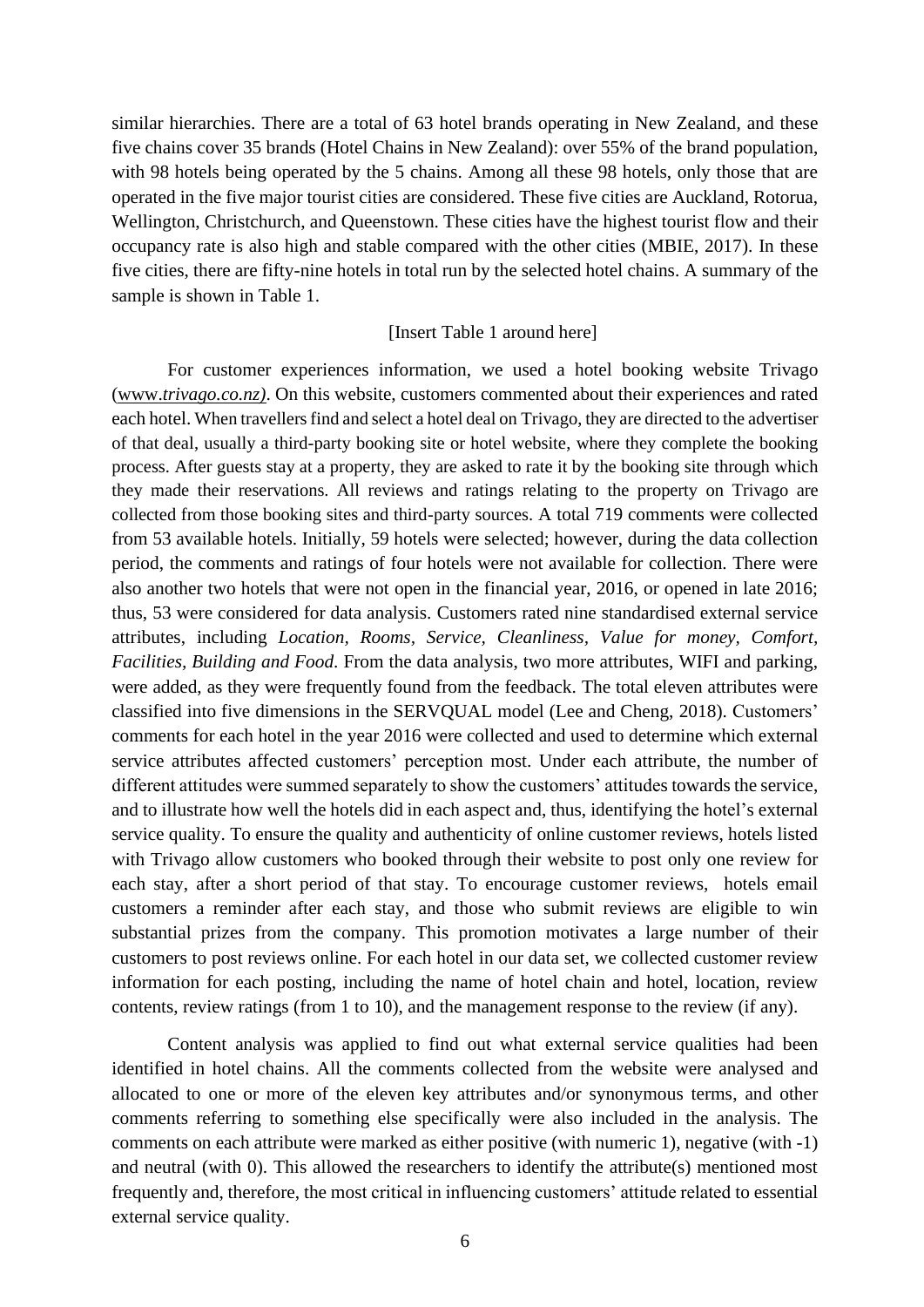similar hierarchies. There are a total of 63 hotel brands operating in New Zealand, and these five chains cover 35 brands (Hotel Chains in New Zealand): over 55% of the brand population, with 98 hotels being operated by the 5 chains. Among all these 98 hotels, only those that are operated in the five major tourist cities are considered. These five cities are Auckland, Rotorua, Wellington, Christchurch, and Queenstown. These cities have the highest tourist flow and their occupancy rate is also high and stable compared with the other cities (MBIE, 2017). In these five cities, there are fifty-nine hotels in total run by the selected hotel chains. A summary of the sample is shown in Table 1.

[Insert Table 1 around here]

For customer experiences information, we used a hotel booking website Trivago (www.*trivago.co.nz)*. On this website, customers commented about their experiences and rated each hotel. When travellers find and select a hotel deal on Trivago, they are directed to the advertiser of that deal, usually a third-party booking site or hotel website, where they complete the booking process. After guests stay at a property, they are asked to rate it by the booking site through which they made their reservations. All reviews and ratings relating to the property on Trivago are collected from those booking sites and third-party sources. A total 719 comments were collected from 53 available hotels. Initially, 59 hotels were selected; however, during the data collection period, the comments and ratings of four hotels were not available for collection. There were also another two hotels that were not open in the financial year, 2016, or opened in late 2016; thus, 53 were considered for data analysis. Customers rated nine standardised external service attributes, including *Location*, *Rooms*, *Service*, *Cleanliness*, *Value for money*, *Comfort*, *Facilities*, *Building and Food*. From the data analysis, two more attributes, WIFI and parking, were added, as they were frequently found from the feedback. The total eleven attributes were classified into five dimensions in the SERVQUAL model (Lee and Cheng, 2018). Customers' comments for each hotel in the year 2016 were collected and used to determine which external service attributes affected customers' perception most. Under each attribute, the number of different attitudes were summed separately to show the customers' attitudes towards the service, and to illustrate how well the hotels did in each aspect and, thus, identifying the hotel's external service quality. To ensure the quality and authenticity of online customer reviews, hotels listed with Trivago allow customers who booked through their website to post only one review for each stay, after a short period of that stay. To encourage customer reviews, hotels email customers a reminder after each stay, and those who submit reviews are eligible to win substantial prizes from the company. This promotion motivates a large number of their customers to post reviews online. For each hotel in our data set, we collected customer review information for each posting, including the name of hotel chain and hotel, location, review contents, review ratings (from 1 to 10), and the management response to the review (if any).

Content analysis was applied to find out what external service qualities had been identified in hotel chains. All the comments collected from the website were analysed and allocated to one or more of the eleven key attributes and/or synonymous terms, and other comments referring to something else specifically were also included in the analysis. The comments on each attribute were marked as either positive (with numeric 1), negative (with -1) and neutral (with 0). This allowed the researchers to identify the attribute(s) mentioned most frequently and, therefore, the most critical in influencing customers' attitude related to essential external service quality.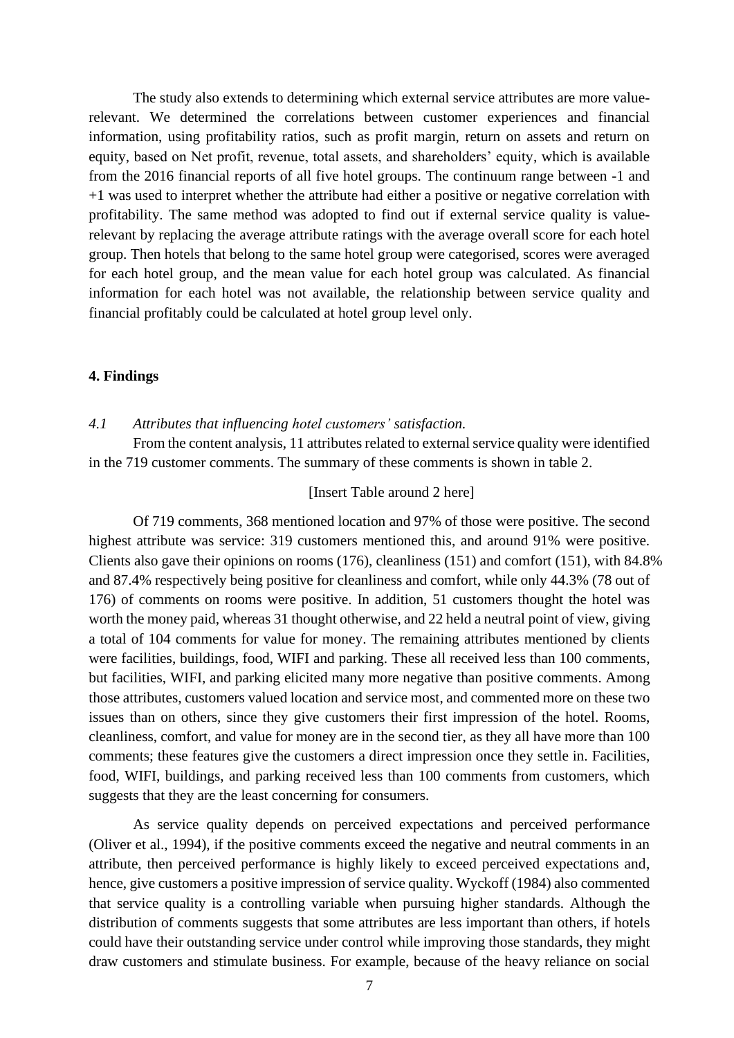The study also extends to determining which external service attributes are more value-relevant. We determined the correlations between customer experiences and financial information, using profitability ratios, such as profit margin, return on assets and return on equity, based on Net profit, revenue, total assets, and shareholders' equity, which is available from the 2016 financial reports of all five hotel groups. The continuum range between -1 and +1 was used to interpret whether the attribute had either a positive or negative correlation with profitability. The same method was adopted to find out if external service quality is value-relevant by replacing the average attribute ratings with the average overall score for each hotel group. Then hotels that belong to the same hotel group were categorised, scores were averaged for each hotel group, and the mean value for each hotel group was calculated. As financial information for each hotel was not available, the relationship between service quality and financial profitably could be calculated at hotel group level only.

## 4. Findings

### *4.1 Attributes that influencing hotel customers' satisfaction.*

From the content analysis, 11 attributes related to external service quality were identified in the 719 customer comments. The summary of these comments is shown in table 2.

[Insert Table around 2 here]

Of 719 comments, 368 mentioned location and 97% of those were positive. The second highest attribute was service: 319 customers mentioned this, and around 91% were positive. Clients also gave their opinions on rooms (176), cleanliness (151) and comfort (151), with 84.8% and 87.4% respectively being positive for cleanliness and comfort, while only 44.3% (78 out of 176) of comments on rooms were positive. In addition, 51 customers thought the hotel was worth the money paid, whereas 31 thought otherwise, and 22 held a neutral point of view, giving a total of 104 comments for value for money. The remaining attributes mentioned by clients were facilities, buildings, food, WIFI and parking. These all received less than 100 comments, but facilities, WIFI, and parking elicited many more negative than positive comments. Among those attributes, customers valued location and service most, and commented more on these two issues than on others, since they give customers their first impression of the hotel. Rooms, cleanliness, comfort, and value for money are in the second tier, as they all have more than 100 comments; these features give the customers a direct impression once they settle in. Facilities, food, WIFI, buildings, and parking received less than 100 comments from customers, which suggests that they are the least concerning for consumers.

As service quality depends on perceived expectations and perceived performance (Oliver et al., 1994), if the positive comments exceed the negative and neutral comments in an attribute, then perceived performance is highly likely to exceed perceived expectations and, hence, give customers a positive impression of service quality. Wyckoff (1984) also commented that service quality is a controlling variable when pursuing higher standards. Although the distribution of comments suggests that some attributes are less important than others, if hotels could have their outstanding service under control while improving those standards, they might draw customers and stimulate business. For example, because of the heavy reliance on social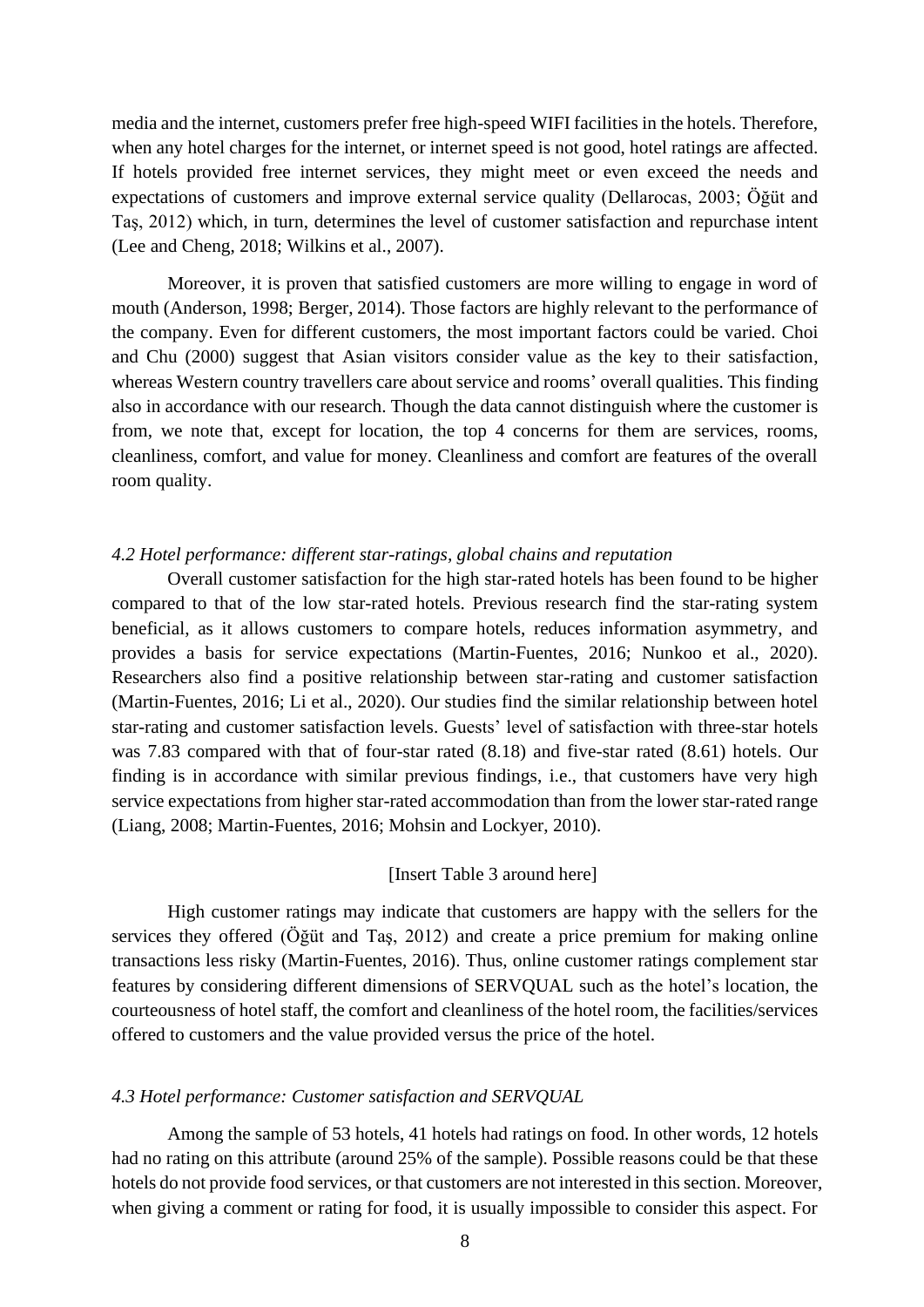media and the internet, customers prefer free high-speed WIFI facilities in the hotels. Therefore, when any hotel charges for the internet, or internet speed is not good, hotel ratings are affected. If hotels provided free internet services, they might meet or even exceed the needs and expectations of customers and improve external service quality (Dellarocas, 2003; Öğüt and Taş, 2012) which, in turn, determines the level of customer satisfaction and repurchase intent (Lee and Cheng, 2018; Wilkins et al., 2007).

Moreover, it is proven that satisfied customers are more willing to engage in word of mouth (Anderson, 1998; Berger, 2014). Those factors are highly relevant to the performance of the company. Even for different customers, the most important factors could be varied. Choi and Chu (2000) suggest that Asian visitors consider value as the key to their satisfaction, whereas Western country travellers care about service and rooms' overall qualities. This finding also in accordance with our research. Though the data cannot distinguish where the customer is from, we note that, except for location, the top 4 concerns for them are services, rooms, cleanliness, comfort, and value for money. Cleanliness and comfort are features of the overall room quality.

*4.2 Hotel performance: different star-ratings, global chains and reputation*

Overall customer satisfaction for the high star-rated hotels has been found to be higher compared to that of the low star-rated hotels. Previous research find the star-rating system beneficial, as it allows customers to compare hotels, reduces information asymmetry, and provides a basis for service expectations (Martin-Fuentes, 2016; Nunkoo et al., 2020). Researchers also find a positive relationship between star-rating and customer satisfaction (Martin-Fuentes, 2016; Li et al., 2020). Our studies find the similar relationship between hotel star-rating and customer satisfaction levels. Guests' level of satisfaction with three-star hotels was 7.83 compared with that of four-star rated (8.18) and five-star rated (8.61) hotels. Our finding is in accordance with similar previous findings, i.e., that customers have very high service expectations from higher star-rated accommodation than from the lower star-rated range (Liang, 2008; Martin-Fuentes, 2016; Mohsin and Lockyer, 2010).

[Insert Table 3 around here]

High customer ratings may indicate that customers are happy with the sellers for the services they offered (Öğüt and Taş, 2012) and create a price premium for making online transactions less risky (Martin-Fuentes, 2016). Thus, online customer ratings complement star features by considering different dimensions of SERVQUAL such as the hotel's location, the courteousness of hotel staff, the comfort and cleanliness of the hotel room, the facilities/services offered to customers and the value provided versus the price of the hotel.

*4.3 Hotel performance: Customer satisfaction and SERVQUAL*

Among the sample of 53 hotels, 41 hotels had ratings on food. In other words, 12 hotels had no rating on this attribute (around 25% of the sample). Possible reasons could be that these hotels do not provide food services, or that customers are not interested in this section. Moreover, when giving a comment or rating for food, it is usually impossible to consider this aspect. For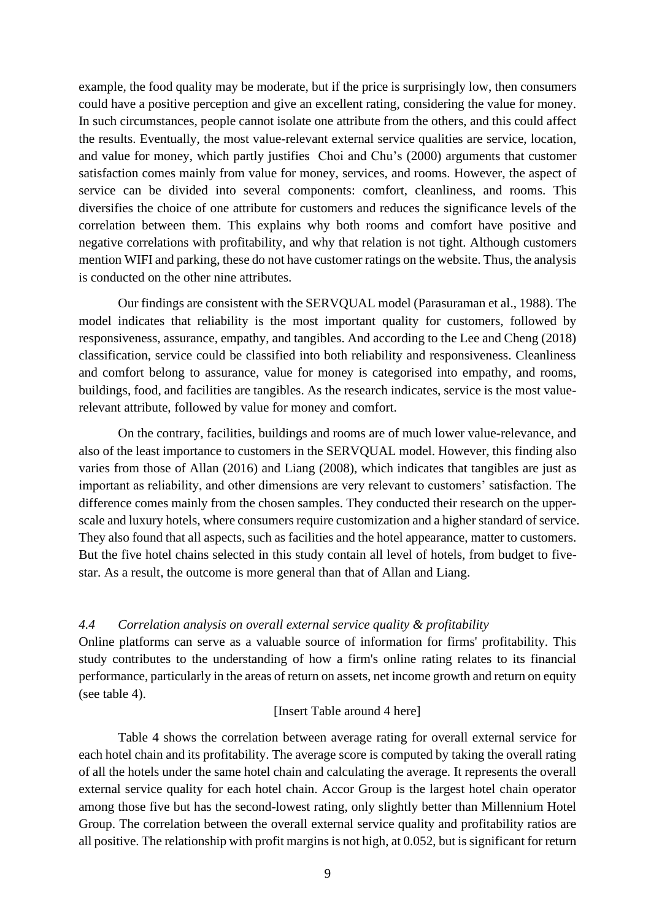example, the food quality may be moderate, but if the price is surprisingly low, then consumers could have a positive perception and give an excellent rating, considering the value for money. In such circumstances, people cannot isolate one attribute from the others, and this could affect the results. Eventually, the most value-relevant external service qualities are service, location, and value for money, which partly justifies Choi and Chu's (2000) arguments that customer satisfaction comes mainly from value for money, services, and rooms. However, the aspect of service can be divided into several components: comfort, cleanliness, and rooms. This diversifies the choice of one attribute for customers and reduces the significance levels of the correlation between them. This explains why both rooms and comfort have positive and negative correlations with profitability, and why that relation is not tight. Although customers mention WIFI and parking, these do not have customer ratings on the website. Thus, the analysis is conducted on the other nine attributes.

Our findings are consistent with the SERVQUAL model (Parasuraman et al., 1988). The model indicates that reliability is the most important quality for customers, followed by responsiveness, assurance, empathy, and tangibles. And according to the Lee and Cheng (2018) classification, service could be classified into both reliability and responsiveness. Cleanliness and comfort belong to assurance, value for money is categorised into empathy, and rooms, buildings, food, and facilities are tangibles. As the research indicates, service is the most value-relevant attribute, followed by value for money and comfort.

On the contrary, facilities, buildings and rooms are of much lower value-relevance, and also of the least importance to customers in the SERVQUAL model. However, this finding also varies from those of Allan (2016) and Liang (2008), which indicates that tangibles are just as important as reliability, and other dimensions are very relevant to customers' satisfaction. The difference comes mainly from the chosen samples. They conducted their research on the upper-scale and luxury hotels, where consumers require customization and a higher standard of service. They also found that all aspects, such as facilities and the hotel appearance, matter to customers. But the five hotel chains selected in this study contain all level of hotels, from budget to five-star. As a result, the outcome is more general than that of Allan and Liang.

### *4.4 Correlation analysis on overall external service quality & profitability*

Online platforms can serve as a valuable source of information for firms' profitability. This study contributes to the understanding of how a firm's online rating relates to its financial performance, particularly in the areas of return on assets, net income growth and return on equity (see table 4).

[Insert Table around 4 here]

Table 4 shows the correlation between average rating for overall external service for each hotel chain and its profitability. The average score is computed by taking the overall rating of all the hotels under the same hotel chain and calculating the average. It represents the overall external service quality for each hotel chain. Accor Group is the largest hotel chain operator among those five but has the second-lowest rating, only slightly better than Millennium Hotel Group. The correlation between the overall external service quality and profitability ratios are all positive. The relationship with profit margins is not high, at 0.052, but is significant for return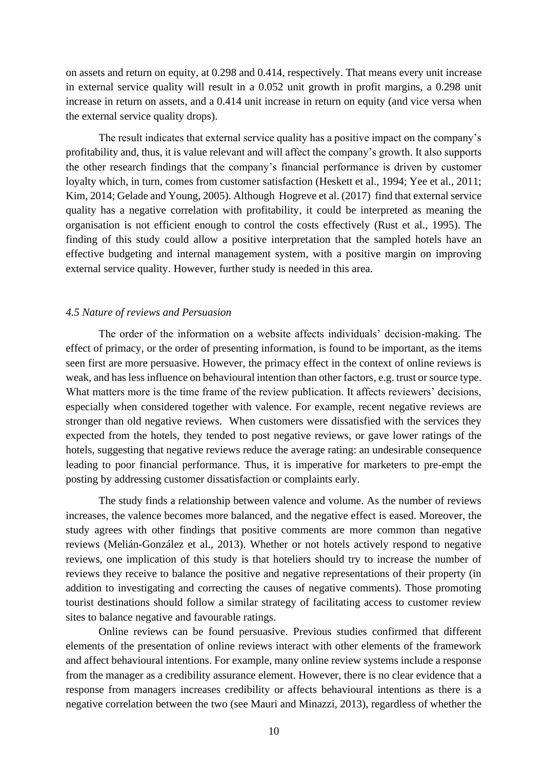on assets and return on equity, at 0.298 and 0.414, respectively. That means every unit increase in external service quality will result in a 0.052 unit growth in profit margins, a 0.298 unit increase in return on assets, and a 0.414 unit increase in return on equity (and vice versa when the external service quality drops).

The result indicates that external service quality has a positive impact on the company's profitability and, thus, it is value relevant and will affect the company's growth. It also supports the other research findings that the company's financial performance is driven by customer loyalty which, in turn, comes from customer satisfaction (Heskett et al., 1994; Yee et al., 2011; Kim, 2014; Gelade and Young, 2005). Although Hogreve et al. (2017) find that external service quality has a negative correlation with profitability, it could be interpreted as meaning the organisation is not efficient enough to control the costs effectively (Rust et al., 1995). The finding of this study could allow a positive interpretation that the sampled hotels have an effective budgeting and internal management system, with a positive margin on improving external service quality. However, further study is needed in this area.

### *4.5 Nature of reviews and Persuasion*

The order of the information on a website affects individuals' decision-making. The effect of primacy, or the order of presenting information, is found to be important, as the items seen first are more persuasive. However, the primacy effect in the context of online reviews is weak, and has less influence on behavioural intention than other factors, e.g. trust or source type. What matters more is the time frame of the review publication. It affects reviewers' decisions, especially when considered together with valence. For example, recent negative reviews are stronger than old negative reviews. When customers were dissatisfied with the services they expected from the hotels, they tended to post negative reviews, or gave lower ratings of the hotels, suggesting that negative reviews reduce the average rating: an undesirable consequence leading to poor financial performance. Thus, it is imperative for marketers to pre-empt the posting by addressing customer dissatisfaction or complaints early.

The study finds a relationship between valence and volume. As the number of reviews increases, the valence becomes more balanced, and the negative effect is eased. Moreover, the study agrees with other findings that positive comments are more common than negative reviews (Melián-González et al., 2013). Whether or not hotels actively respond to negative reviews, one implication of this study is that hoteliers should try to increase the number of reviews they receive to balance the positive and negative representations of their property (in addition to investigating and correcting the causes of negative comments). Those promoting tourist destinations should follow a similar strategy of facilitating access to customer review sites to balance negative and favourable ratings.

Online reviews can be found persuasive. Previous studies confirmed that different elements of the presentation of online reviews interact with other elements of the framework and affect behavioural intentions. For example, many online review systems include a response from the manager as a credibility assurance element. However, there is no clear evidence that a response from managers increases credibility or affects behavioural intentions as there is a negative correlation between the two (see Mauri and Minazzi, 2013), regardless of whether the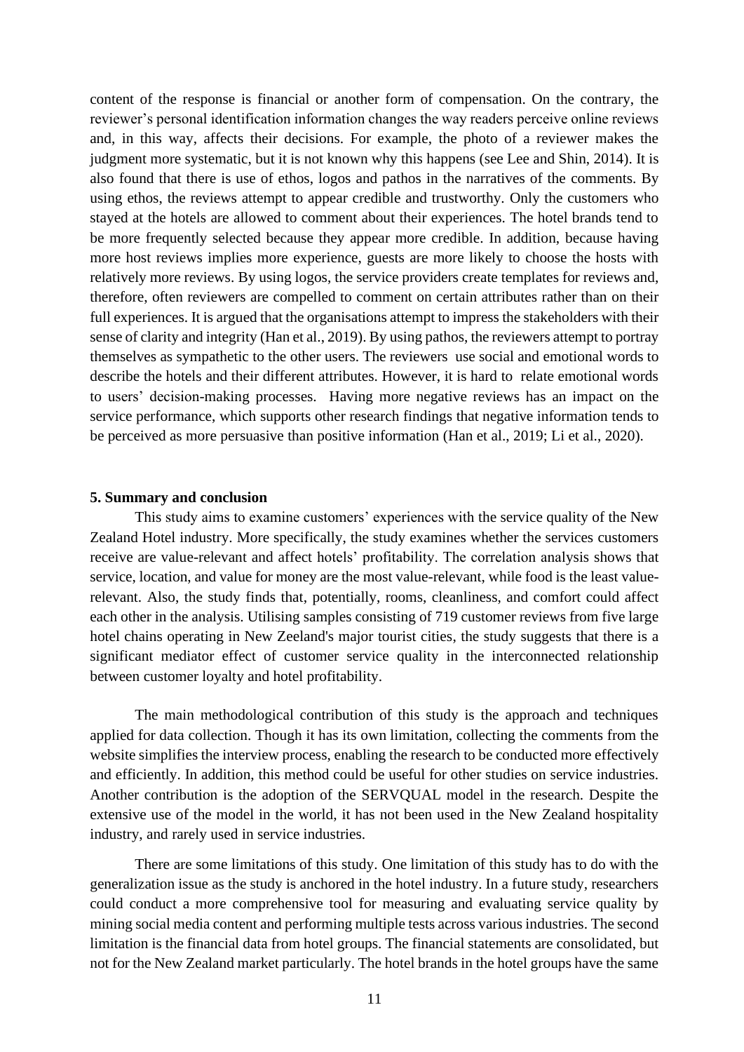content of the response is financial or another form of compensation. On the contrary, the reviewer's personal identification information changes the way readers perceive online reviews and, in this way, affects their decisions. For example, the photo of a reviewer makes the judgment more systematic, but it is not known why this happens (see Lee and Shin, 2014). It is also found that there is use of ethos, logos and pathos in the narratives of the comments. By using ethos, the reviews attempt to appear credible and trustworthy. Only the customers who stayed at the hotels are allowed to comment about their experiences. The hotel brands tend to be more frequently selected because they appear more credible. In addition, because having more host reviews implies more experience, guests are more likely to choose the hosts with relatively more reviews. By using logos, the service providers create templates for reviews and, therefore, often reviewers are compelled to comment on certain attributes rather than on their full experiences. It is argued that the organisations attempt to impress the stakeholders with their sense of clarity and integrity (Han et al., 2019). By using pathos, the reviewers attempt to portray themselves as sympathetic to the other users. The reviewers use social and emotional words to describe the hotels and their different attributes. However, it is hard to relate emotional words to users' decision-making processes. Having more negative reviews has an impact on the service performance, which supports other research findings that negative information tends to be perceived as more persuasive than positive information (Han et al., 2019; Li et al., 2020).

## 5. Summary and conclusion

This study aims to examine customers' experiences with the service quality of the New Zealand Hotel industry. More specifically, the study examines whether the services customers receive are value-relevant and affect hotels' profitability. The correlation analysis shows that service, location, and value for money are the most value-relevant, while food is the least value-relevant. Also, the study finds that, potentially, rooms, cleanliness, and comfort could affect each other in the analysis. Utilising samples consisting of 719 customer reviews from five large hotel chains operating in New Zeeland's major tourist cities, the study suggests that there is a significant mediator effect of customer service quality in the interconnected relationship between customer loyalty and hotel profitability.

The main methodological contribution of this study is the approach and techniques applied for data collection. Though it has its own limitation, collecting the comments from the website simplifies the interview process, enabling the research to be conducted more effectively and efficiently. In addition, this method could be useful for other studies on service industries. Another contribution is the adoption of the SERVQUAL model in the research. Despite the extensive use of the model in the world, it has not been used in the New Zealand hospitality industry, and rarely used in service industries.

There are some limitations of this study. One limitation of this study has to do with the generalization issue as the study is anchored in the hotel industry. In a future study, researchers could conduct a more comprehensive tool for measuring and evaluating service quality by mining social media content and performing multiple tests across various industries. The second limitation is the financial data from hotel groups. The financial statements are consolidated, but not for the New Zealand market particularly. The hotel brands in the hotel groups have the same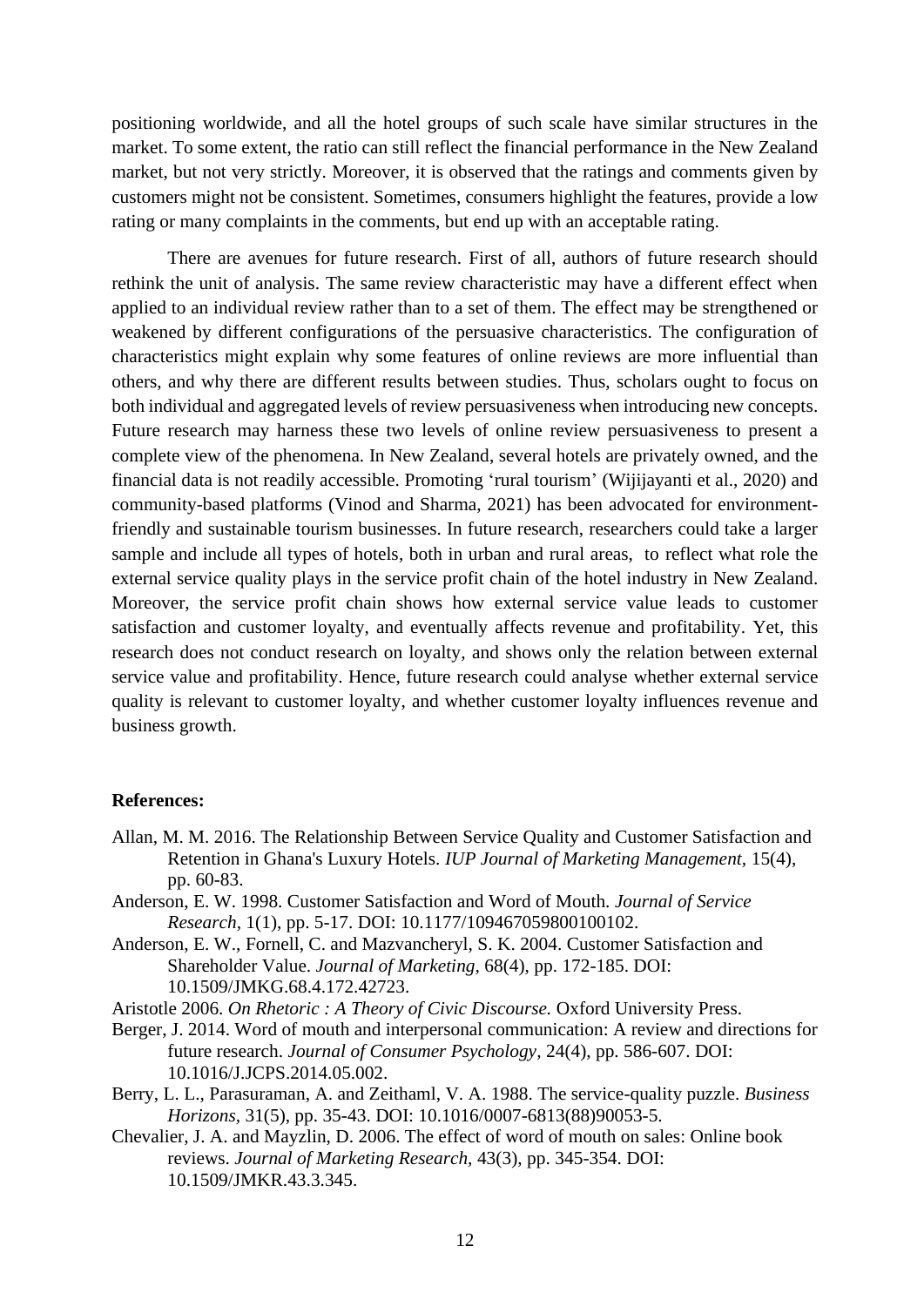positioning worldwide, and all the hotel groups of such scale have similar structures in the market. To some extent, the ratio can still reflect the financial performance in the New Zealand market, but not very strictly. Moreover, it is observed that the ratings and comments given by customers might not be consistent. Sometimes, consumers highlight the features, provide a low rating or many complaints in the comments, but end up with an acceptable rating.

There are avenues for future research. First of all, authors of future research should rethink the unit of analysis. The same review characteristic may have a different effect when applied to an individual review rather than to a set of them. The effect may be strengthened or weakened by different configurations of the persuasive characteristics. The configuration of characteristics might explain why some features of online reviews are more influential than others, and why there are different results between studies. Thus, scholars ought to focus on both individual and aggregated levels of review persuasiveness when introducing new concepts. Future research may harness these two levels of online review persuasiveness to present a complete view of the phenomena. In New Zealand, several hotels are privately owned, and the financial data is not readily accessible. Promoting 'rural tourism' (Wijijayanti et al., 2020) and community-based platforms (Vinod and Sharma, 2021) has been advocated for environment-friendly and sustainable tourism businesses. In future research, researchers could take a larger sample and include all types of hotels, both in urban and rural areas, to reflect what role the external service quality plays in the service profit chain of the hotel industry in New Zealand. Moreover, the service profit chain shows how external service value leads to customer satisfaction and customer loyalty, and eventually affects revenue and profitability. Yet, this research does not conduct research on loyalty, and shows only the relation between external service value and profitability. Hence, future research could analyse whether external service quality is relevant to customer loyalty, and whether customer loyalty influences revenue and business growth.

**References:**

Allan, M. M. 2016. The Relationship Between Service Quality and Customer Satisfaction and Retention in Ghana's Luxury Hotels. *IUP Journal of Marketing Management*, 15(4), pp. 60-83.

Anderson, E. W. 1998. Customer Satisfaction and Word of Mouth. *Journal of Service Research*, 1(1), pp. 5-17. DOI: 10.1177/109467059800100102.

Anderson, E. W., Fornell, C. and Mazvancheryl, S. K. 2004. Customer Satisfaction and Shareholder Value. *Journal of Marketing*, 68(4), pp. 172-185. DOI: 10.1509/JMKG.68.4.172.42723.

Aristotle 2006. *On Rhetoric : A Theory of Civic Discourse.* Oxford University Press.

Berger, J. 2014. Word of mouth and interpersonal communication: A review and directions for future research. *Journal of Consumer Psychology*, 24(4), pp. 586-607. DOI: 10.1016/J.JCPS.2014.05.002.

Berry, L. L., Parasuraman, A. and Zeithaml, V. A. 1988. The service-quality puzzle. *Business Horizons*, 31(5), pp. 35-43. DOI: 10.1016/0007-6813(88)90053-5.

Chevalier, J. A. and Mayzlin, D. 2006. The effect of word of mouth on sales: Online book reviews. *Journal of Marketing Research*, 43(3), pp. 345-354. DOI: 10.1509/JMKR.43.3.345.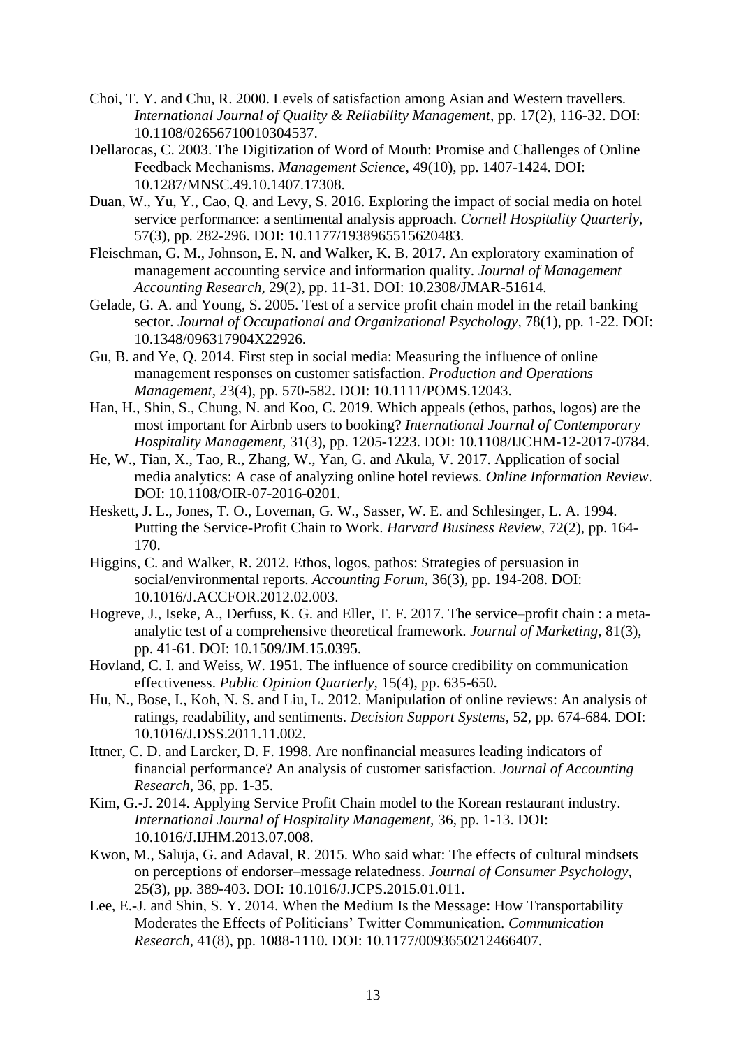Choi, T. Y. and Chu, R. 2000. Levels of satisfaction among Asian and Western travellers. *International Journal of Quality & Reliability Management*, pp. 17(2), 116-32. DOI: 10.1108/02656710010304537.

Dellarocas, C. 2003. The Digitization of Word of Mouth: Promise and Challenges of Online Feedback Mechanisms. *Management Science,* 49(10), pp. 1407-1424. DOI: 10.1287/MNSC.49.10.1407.17308.

Duan, W., Yu, Y., Cao, Q. and Levy, S. 2016. Exploring the impact of social media on hotel service performance: a sentimental analysis approach. *Cornell Hospitality Quarterly,* 57(3), pp. 282-296. DOI: 10.1177/1938965515620483.

Fleischman, G. M., Johnson, E. N. and Walker, K. B. 2017. An exploratory examination of management accounting service and information quality. *Journal of Management Accounting Research,* 29(2), pp. 11-31. DOI: 10.2308/JMAR-51614.

Gelade, G. A. and Young, S. 2005. Test of a service profit chain model in the retail banking sector. *Journal of Occupational and Organizational Psychology,* 78(1), pp. 1-22. DOI: 10.1348/096317904X22926.

Gu, B. and Ye, Q. 2014. First step in social media: Measuring the influence of online management responses on customer satisfaction. *Production and Operations Management,* 23(4), pp. 570-582. DOI: 10.1111/POMS.12043.

Han, H., Shin, S., Chung, N. and Koo, C. 2019. Which appeals (ethos, pathos, logos) are the most important for Airbnb users to booking? *International Journal of Contemporary Hospitality Management,* 31(3), pp. 1205-1223. DOI: 10.1108/IJCHM-12-2017-0784.

He, W., Tian, X., Tao, R., Zhang, W., Yan, G. and Akula, V. 2017. Application of social media analytics: A case of analyzing online hotel reviews. *Online Information Review*. DOI: 10.1108/OIR-07-2016-0201.

Heskett, J. L., Jones, T. O., Loveman, G. W., Sasser, W. E. and Schlesinger, L. A. 1994. Putting the Service-Profit Chain to Work. *Harvard Business Review,* 72(2), pp. 164-170.

Higgins, C. and Walker, R. 2012. Ethos, logos, pathos: Strategies of persuasion in social/environmental reports. *Accounting Forum,* 36(3), pp. 194-208. DOI: 10.1016/J.ACCFOR.2012.02.003.

Hogreve, J., Iseke, A., Derfuss, K. G. and Eller, T. F. 2017. The service–profit chain : a meta-analytic test of a comprehensive theoretical framework. *Journal of Marketing,* 81(3), pp. 41-61. DOI: 10.1509/JM.15.0395.

Hovland, C. I. and Weiss, W. 1951. The influence of source credibility on communication effectiveness. *Public Opinion Quarterly,* 15(4), pp. 635-650.

Hu, N., Bose, I., Koh, N. S. and Liu, L. 2012. Manipulation of online reviews: An analysis of ratings, readability, and sentiments. *Decision Support Systems,* 52, pp. 674-684. DOI: 10.1016/J.DSS.2011.11.002.

Ittner, C. D. and Larcker, D. F. 1998. Are nonfinancial measures leading indicators of financial performance? An analysis of customer satisfaction. *Journal of Accounting Research,* 36, pp. 1-35.

Kim, G.-J. 2014. Applying Service Profit Chain model to the Korean restaurant industry. *International Journal of Hospitality Management,* 36, pp. 1-13. DOI: 10.1016/J.IJHM.2013.07.008.

Kwon, M., Saluja, G. and Adaval, R. 2015. Who said what: The effects of cultural mindsets on perceptions of endorser–message relatedness. *Journal of Consumer Psychology,* 25(3), pp. 389-403. DOI: 10.1016/J.JCPS.2015.01.011.

Lee, E.-J. and Shin, S. Y. 2014. When the Medium Is the Message: How Transportability Moderates the Effects of Politicians' Twitter Communication. *Communication Research,* 41(8), pp. 1088-1110. DOI: 10.1177/0093650212466407.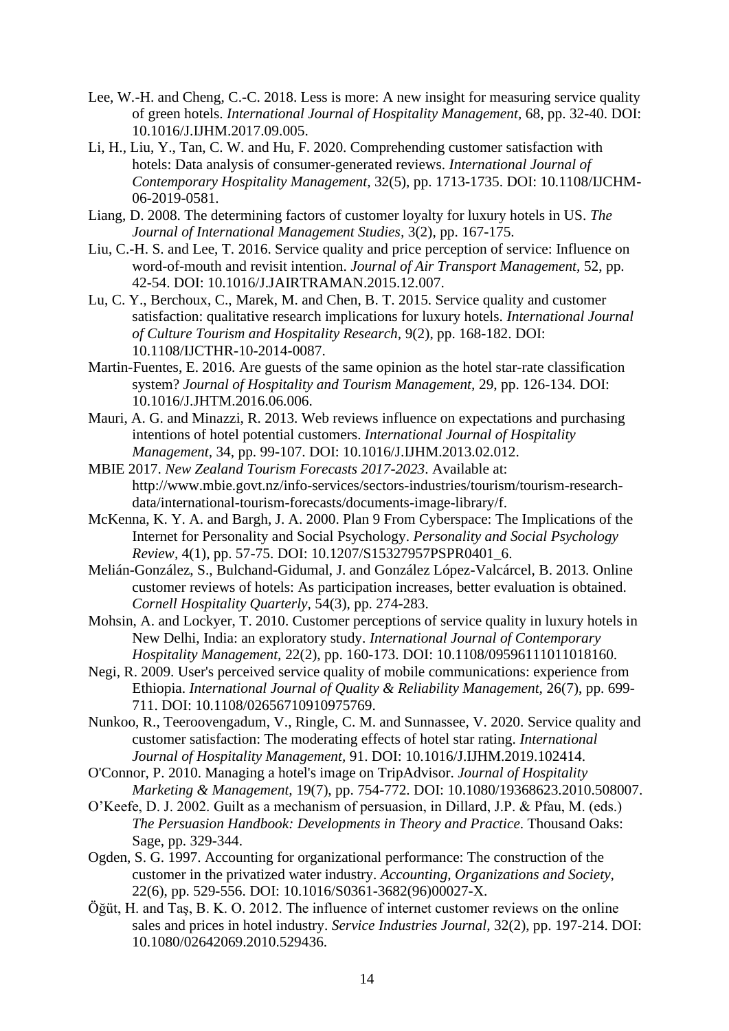Lee, W.-H. and Cheng, C.-C. 2018. Less is more: A new insight for measuring service quality of green hotels. *International Journal of Hospitality Management,* 68, pp. 32-40. DOI: 10.1016/J.IJHM.2017.09.005.

Li, H., Liu, Y., Tan, C. W. and Hu, F. 2020. Comprehending customer satisfaction with hotels: Data analysis of consumer-generated reviews. *International Journal of Contemporary Hospitality Management,* 32(5), pp. 1713-1735. DOI: 10.1108/IJCHM-06-2019-0581.

Liang, D. 2008. The determining factors of customer loyalty for luxury hotels in US. *The Journal of International Management Studies*, 3(2), pp. 167-175.

Liu, C.-H. S. and Lee, T. 2016. Service quality and price perception of service: Influence on word-of-mouth and revisit intention. *Journal of Air Transport Management*, 52, pp. 42-54. DOI: 10.1016/J.JAIRTRAMAN.2015.12.007.

Lu, C. Y., Berchoux, C., Marek, M. and Chen, B. T. 2015. Service quality and customer satisfaction: qualitative research implications for luxury hotels. *International Journal of Culture Tourism and Hospitality Research*, 9(2), pp. 168-182. DOI: 10.1108/IJCTHR-10-2014-0087.

Martin-Fuentes, E. 2016. Are guests of the same opinion as the hotel star-rate classification system? *Journal of Hospitality and Tourism Management,* 29, pp. 126-134. DOI: 10.1016/J.JHTM.2016.06.006.

Mauri, A. G. and Minazzi, R. 2013. Web reviews influence on expectations and purchasing intentions of hotel potential customers. *International Journal of Hospitality Management,* 34, pp. 99-107. DOI: 10.1016/J.IJHM.2013.02.012.

MBIE 2017. *New Zealand Tourism Forecasts 2017-2023*. Available at: http://www.mbie.govt.nz/info-services/sectors-industries/tourism/tourism-research-data/international-tourism-forecasts/documents-image-library/f.

McKenna, K. Y. A. and Bargh, J. A. 2000. Plan 9 From Cyberspace: The Implications of the Internet for Personality and Social Psychology. *Personality and Social Psychology Review*, 4(1), pp. 57-75. DOI: 10.1207/S15327957PSPR0401_6.

Melián-González, S., Bulchand-Gidumal, J. and González López-Valcárcel, B. 2013. Online customer reviews of hotels: As participation increases, better evaluation is obtained. *Cornell Hospitality Quarterly*, 54(3), pp. 274-283.

Mohsin, A. and Lockyer, T. 2010. Customer perceptions of service quality in luxury hotels in New Delhi, India: an exploratory study. *International Journal of Contemporary Hospitality Management,* 22(2), pp. 160-173. DOI: 10.1108/09596111011018160.

Negi, R. 2009. User's perceived service quality of mobile communications: experience from Ethiopia. *International Journal of Quality & Reliability Management,* 26(7), pp. 699-711. DOI: 10.1108/02656710910975769.

Nunkoo, R., Teeroovengadum, V., Ringle, C. M. and Sunnassee, V. 2020. Service quality and customer satisfaction: The moderating effects of hotel star rating. *International Journal of Hospitality Management*, 91. DOI: 10.1016/J.IJHM.2019.102414.

O'Connor, P. 2010. Managing a hotel's image on TripAdvisor. *Journal of Hospitality Marketing & Management,* 19(7), pp. 754-772. DOI: 10.1080/19368623.2010.508007.

O'Keefe, D. J. 2002. Guilt as a mechanism of persuasion, in Dillard, J.P. & Pfau, M. (eds.) *The Persuasion Handbook: Developments in Theory and Practice*. Thousand Oaks: Sage, pp. 329-344.

Ogden, S. G. 1997. Accounting for organizational performance: The construction of the customer in the privatized water industry. *Accounting, Organizations and Society,* 22(6), pp. 529-556. DOI: 10.1016/S0361-3682(96)00027-X.

Öğüt, H. and Taş, B. K. O. 2012. The influence of internet customer reviews on the online sales and prices in hotel industry. *Service Industries Journal,* 32(2), pp. 197-214. DOI: 10.1080/02642069.2010.529436.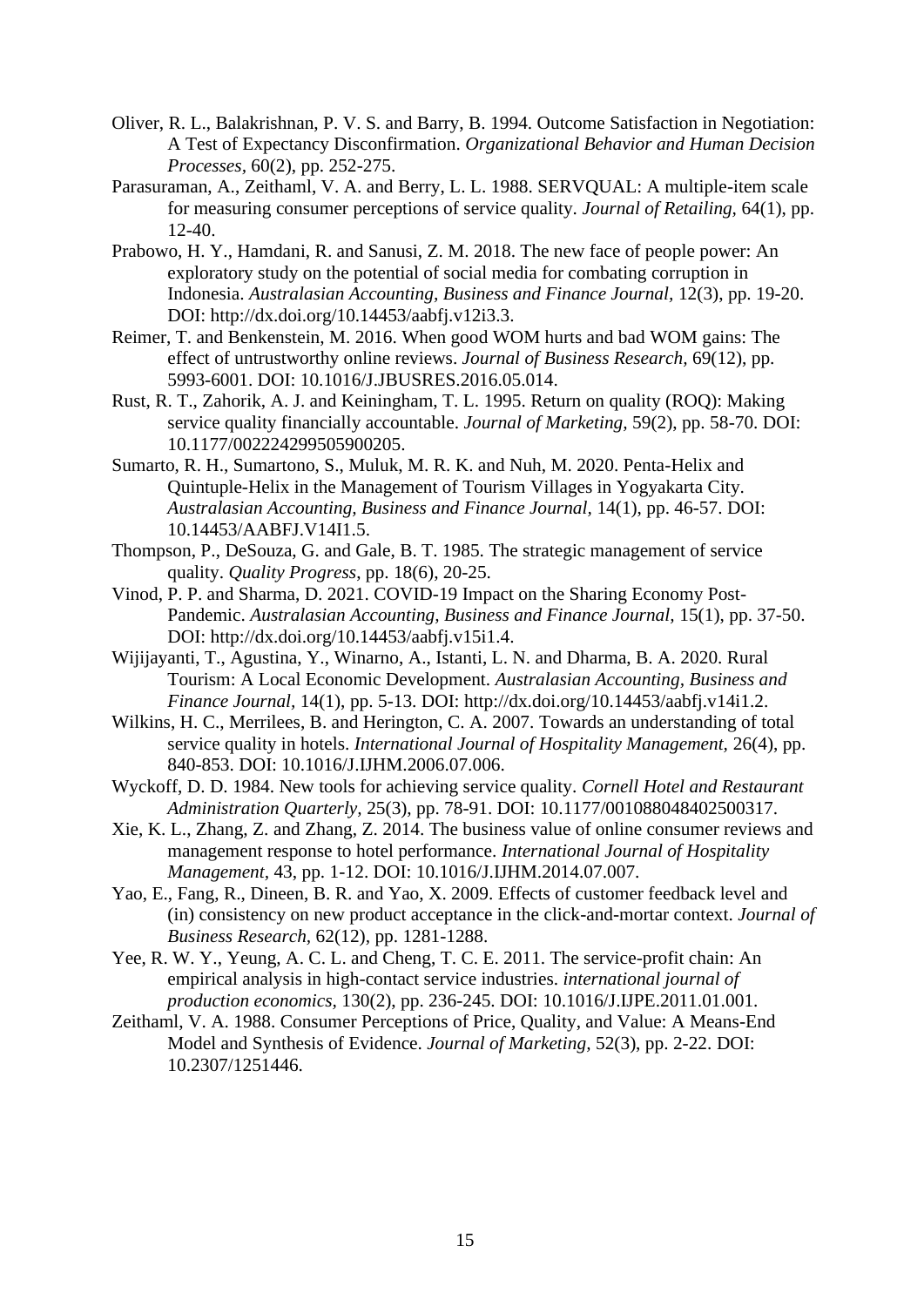Oliver, R. L., Balakrishnan, P. V. S. and Barry, B. 1994. Outcome Satisfaction in Negotiation: A Test of Expectancy Disconfirmation. *Organizational Behavior and Human Decision Processes,* 60(2), pp. 252-275.

Parasuraman, A., Zeithaml, V. A. and Berry, L. L. 1988. SERVQUAL: A multiple-item scale for measuring consumer perceptions of service quality. *Journal of Retailing,* 64(1), pp. 12-40.

Prabowo, H. Y., Hamdani, R. and Sanusi, Z. M. 2018. The new face of people power: An exploratory study on the potential of social media for combating corruption in Indonesia. *Australasian Accounting, Business and Finance Journal,* 12(3), pp. 19-20. DOI: http://dx.doi.org/10.14453/aabfj.v12i3.3.

Reimer, T. and Benkenstein, M. 2016. When good WOM hurts and bad WOM gains: The effect of untrustworthy online reviews. *Journal of Business Research,* 69(12), pp. 5993-6001. DOI: 10.1016/J.JBUSRES.2016.05.014.

Rust, R. T., Zahorik, A. J. and Keiningham, T. L. 1995. Return on quality (ROQ): Making service quality financially accountable. *Journal of Marketing,* 59(2), pp. 58-70. DOI: 10.1177/002224299505900205.

Sumarto, R. H., Sumartono, S., Muluk, M. R. K. and Nuh, M. 2020. Penta-Helix and Quintuple-Helix in the Management of Tourism Villages in Yogyakarta City. *Australasian Accounting, Business and Finance Journal,* 14(1), pp. 46-57. DOI: 10.14453/AABFJ.V14I1.5.

Thompson, P., DeSouza, G. and Gale, B. T. 1985. The strategic management of service quality. *Quality Progress*, pp. 18(6), 20-25.

Vinod, P. P. and Sharma, D. 2021. COVID-19 Impact on the Sharing Economy Post-Pandemic. *Australasian Accounting, Business and Finance Journal,* 15(1), pp. 37-50. DOI: http://dx.doi.org/10.14453/aabfj.v15i1.4.

Wijijayanti, T., Agustina, Y., Winarno, A., Istanti, L. N. and Dharma, B. A. 2020. Rural Tourism: A Local Economic Development. *Australasian Accounting, Business and Finance Journal,* 14(1), pp. 5-13. DOI: http://dx.doi.org/10.14453/aabfj.v14i1.2.

Wilkins, H. C., Merrilees, B. and Herington, C. A. 2007. Towards an understanding of total service quality in hotels. *International Journal of Hospitality Management,* 26(4), pp. 840-853. DOI: 10.1016/J.IJHM.2006.07.006.

Wyckoff, D. D. 1984. New tools for achieving service quality. *Cornell Hotel and Restaurant Administration Quarterly,* 25(3), pp. 78-91. DOI: 10.1177/001088048402500317.

Xie, K. L., Zhang, Z. and Zhang, Z. 2014. The business value of online consumer reviews and management response to hotel performance. *International Journal of Hospitality Management,* 43, pp. 1-12. DOI: 10.1016/J.IJHM.2014.07.007.

Yao, E., Fang, R., Dineen, B. R. and Yao, X. 2009. Effects of customer feedback level and (in) consistency on new product acceptance in the click-and-mortar context. *Journal of Business Research,* 62(12), pp. 1281-1288.

Yee, R. W. Y., Yeung, A. C. L. and Cheng, T. C. E. 2011. The service-profit chain: An empirical analysis in high-contact service industries. *international journal of production economics,* 130(2), pp. 236-245. DOI: 10.1016/J.IJPE.2011.01.001.

Zeithaml, V. A. 1988. Consumer Perceptions of Price, Quality, and Value: A Means-End Model and Synthesis of Evidence. *Journal of Marketing,* 52(3), pp. 2-22. DOI: 10.2307/1251446.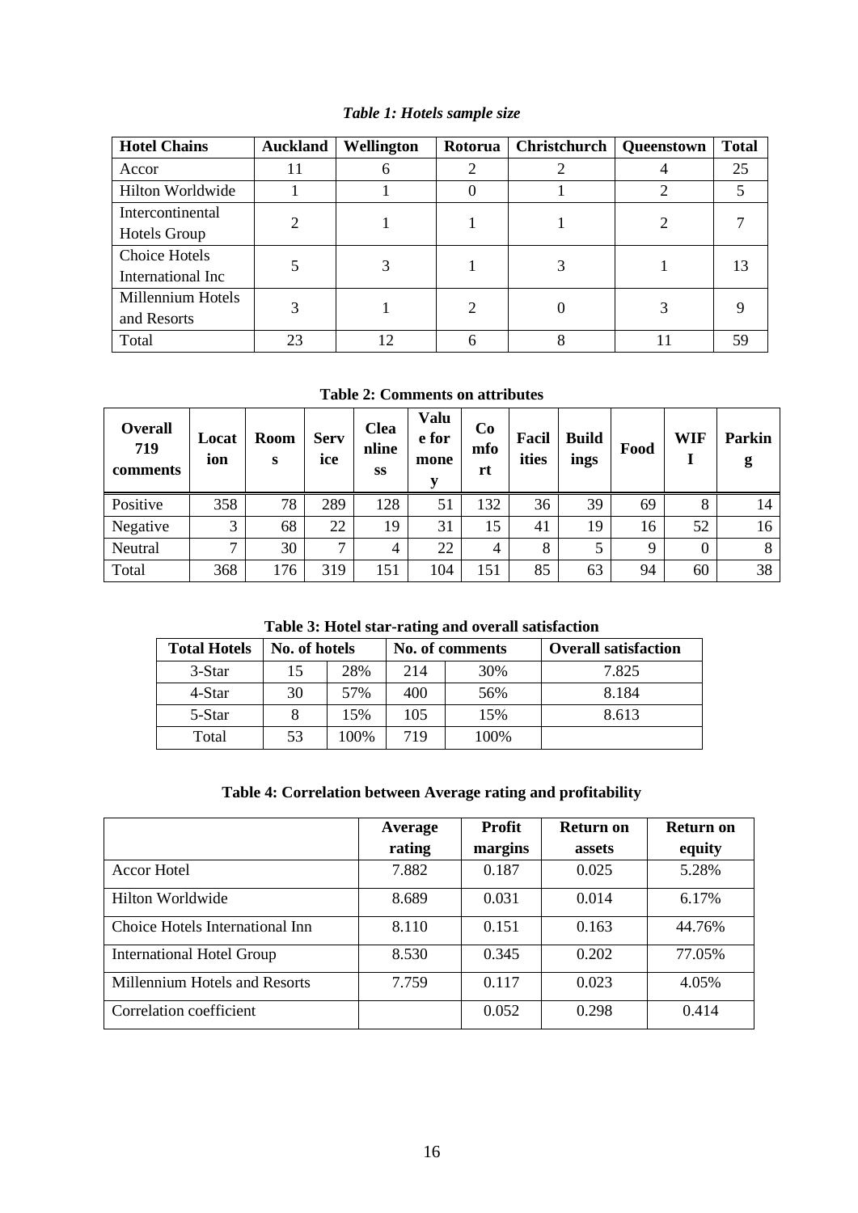*Table 1: Hotels sample size*

| Hotel Chains | Auckland | Wellington | Rotorua | Christchurch | Queenstown | Total |
|---|---|---|---|---|---|---|
| Accor | 11 | 6 | 2 | 2 | 4 | 25 |
| Hilton Worldwide | 1 | 1 | 0 | 1 | 2 | 5 |
| Intercontinental Hotels Group | 2 | 1 | 1 | 1 | 2 | 7 |
| Choice Hotels International Inc | 5 | 3 | 1 | 3 | 1 | 13 |
| Millennium Hotels and Resorts | 3 | 1 | 2 | 0 | 3 | 9 |
| Total | 23 | 12 | 6 | 8 | 11 | 59 |

**Table 2: Comments on attributes**

| Overall 719 comments | Location | Rooms | Service | Cleanliness | Value for money | Comfort | Facilities | Buildings | Food | WIFI | Parking |
|---|---|---|---|---|---|---|---|---|---|---|---|
| Positive | 358 | 78 | 289 | 128 | 51 | 132 | 36 | 39 | 69 | 8 | 14 |
| Negative | 3 | 68 | 22 | 19 | 31 | 15 | 41 | 19 | 16 | 52 | 16 |
| Neutral | 7 | 30 | 7 | 4 | 22 | 4 | 8 | 5 | 9 | 0 | 8 |
| Total | 368 | 176 | 319 | 151 | 104 | 151 | 85 | 63 | 94 | 60 | 38 |

**Table 3: Hotel star-rating and overall satisfaction**

| Total Hotels | No. of hotels | | No. of comments | | Overall satisfaction |
|---|---|---|---|---|---|
| 3-Star | 15 | 28% | 214 | 30% | 7.825 |
| 4-Star | 30 | 57% | 400 | 56% | 8.184 |
| 5-Star | 8 | 15% | 105 | 15% | 8.613 |
| Total | 53 | 100% | 719 | 100% | |

**Table 4: Correlation between Average rating and profitability**

| | Average rating | Profit margins | Return on assets | Return on equity |
|---|---|---|---|---|
| Accor Hotel | 7.882 | 0.187 | 0.025 | 5.28% |
| Hilton Worldwide | 8.689 | 0.031 | 0.014 | 6.17% |
| Choice Hotels International Inn | 8.110 | 0.151 | 0.163 | 44.76% |
| International Hotel Group | 8.530 | 0.345 | 0.202 | 77.05% |
| Millennium Hotels and Resorts | 7.759 | 0.117 | 0.023 | 4.05% |
| Correlation coefficient | | 0.052 | 0.298 | 0.414 |